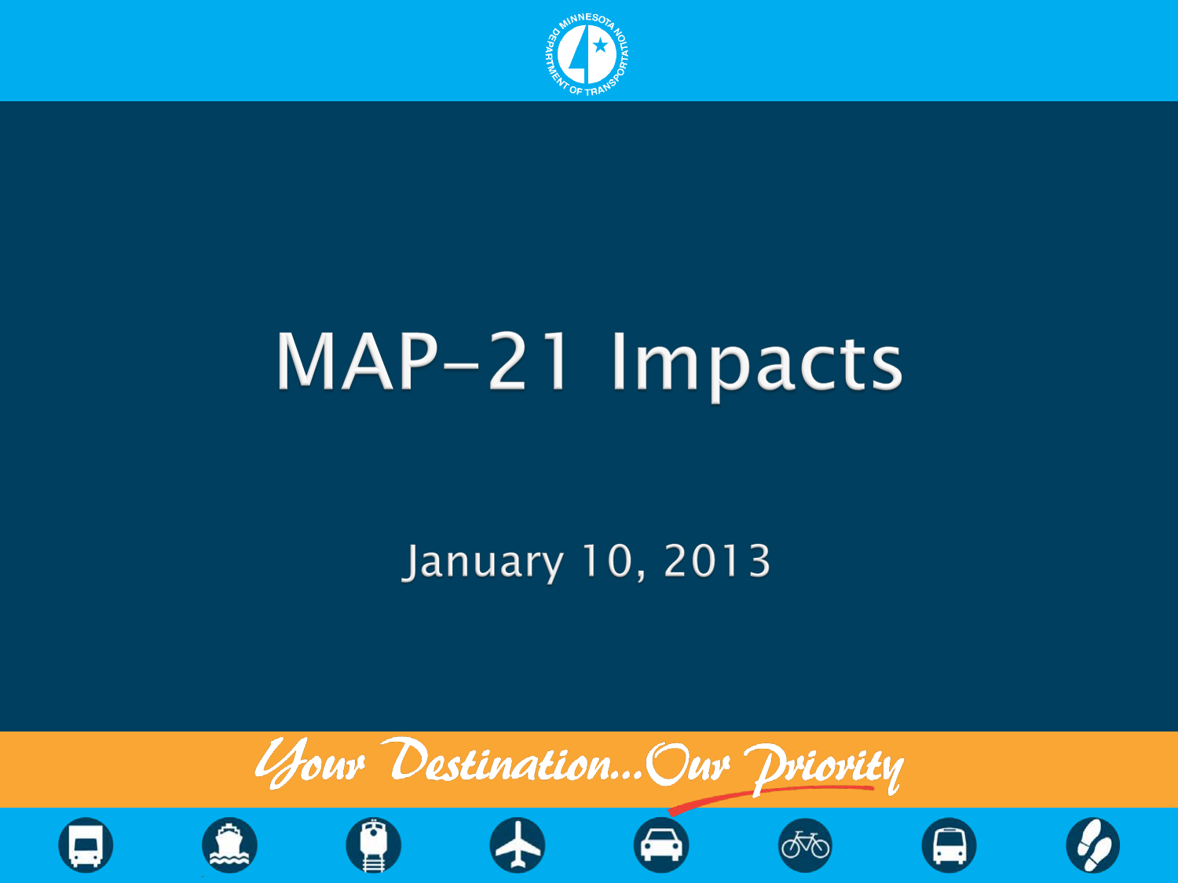# MAP-21 Impacts

January 10, 2013

*Your Destination...Our Priority*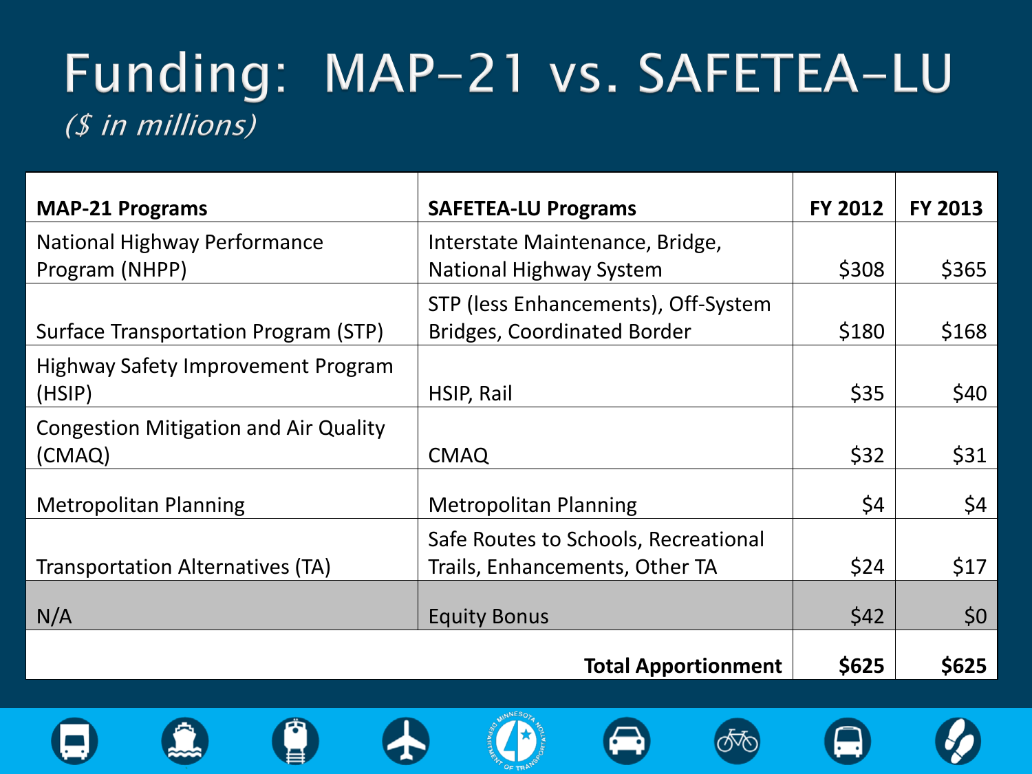# Funding: MAP-21 vs. SAFETEA-LU

*($ in millions)*

| MAP-21 Programs | SAFETEA-LU Programs | FY 2012 | FY 2013 |
|---|---|---|---|
| National Highway Performance Program (NHPP) | Interstate Maintenance, Bridge, National Highway System | $308 | $365 |
| Surface Transportation Program (STP) | STP (less Enhancements), Off-System Bridges, Coordinated Border | $180 | $168 |
| Highway Safety Improvement Program (HSIP) | HSIP, Rail | $35 | $40 |
| Congestion Mitigation and Air Quality (CMAQ) | CMAQ | $32 | $31 |
| Metropolitan Planning | Metropolitan Planning | $4 | $4 |
| Transportation Alternatives (TA) | Safe Routes to Schools, Recreational Trails, Enhancements, Other TA | $24 | $17 |
| N/A | Equity Bonus | $42 | $0 |
| | **Total Apportionment** | **$625** | **$625** |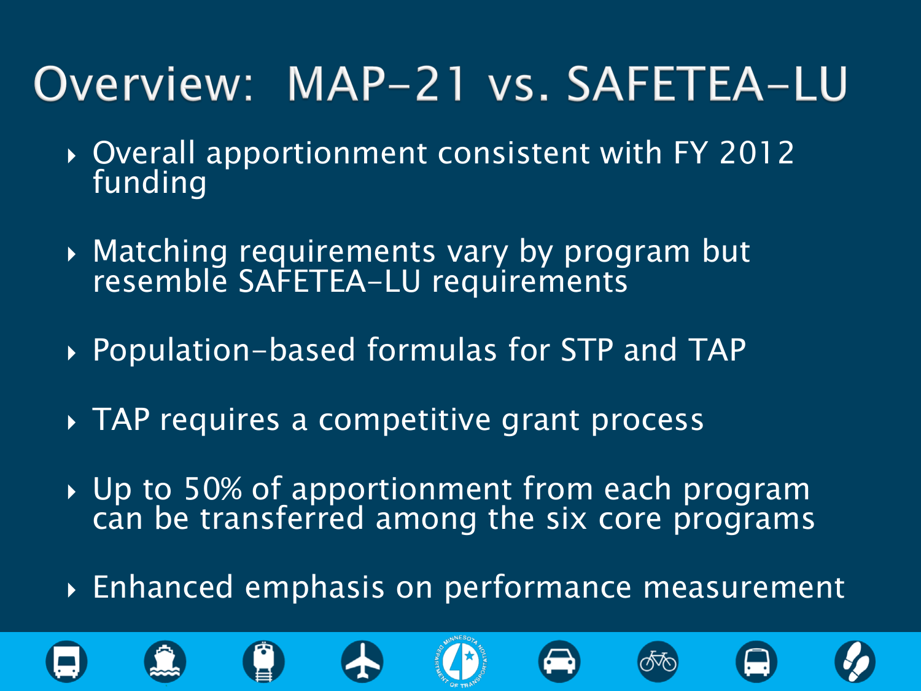# Overview: MAP-21 vs. SAFETEA-LU

- Overall apportionment consistent with FY 2012 funding
- Matching requirements vary by program but resemble SAFETEA-LU requirements
- Population-based formulas for STP and TAP
- TAP requires a competitive grant process
- Up to 50% of apportionment from each program can be transferred among the six core programs
- Enhanced emphasis on performance measurement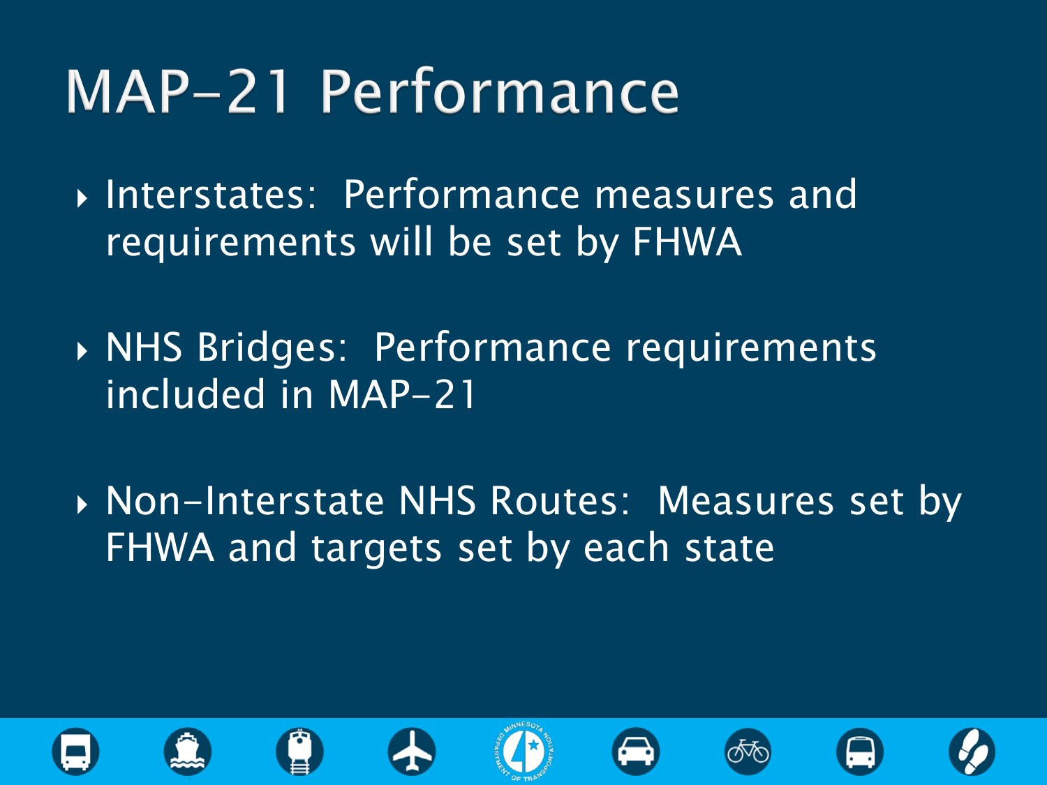# MAP-21 Performance

- Interstates: Performance measures and requirements will be set by FHWA
- NHS Bridges: Performance requirements included in MAP-21
- Non-Interstate NHS Routes: Measures set by FHWA and targets set by each state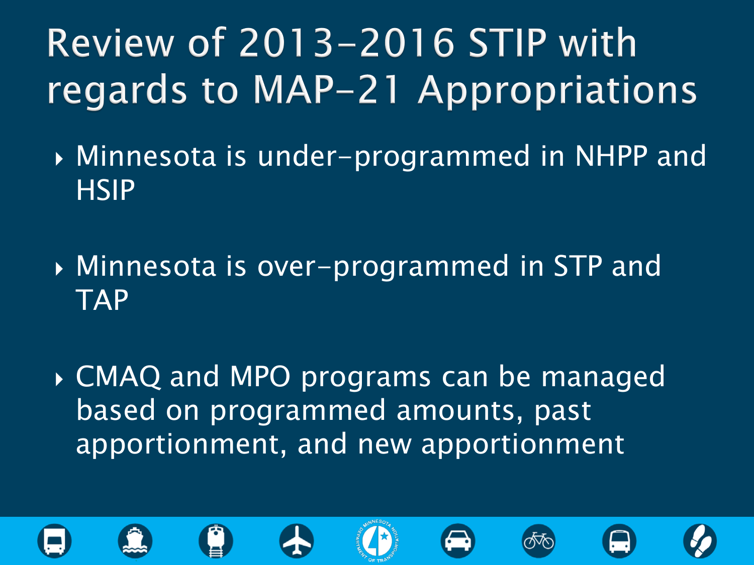# Review of 2013-2016 STIP with regards to MAP-21 Appropriations

- Minnesota is under-programmed in NHPP and HSIP
- Minnesota is over-programmed in STP and TAP
- CMAQ and MPO programs can be managed based on programmed amounts, past apportionment, and new apportionment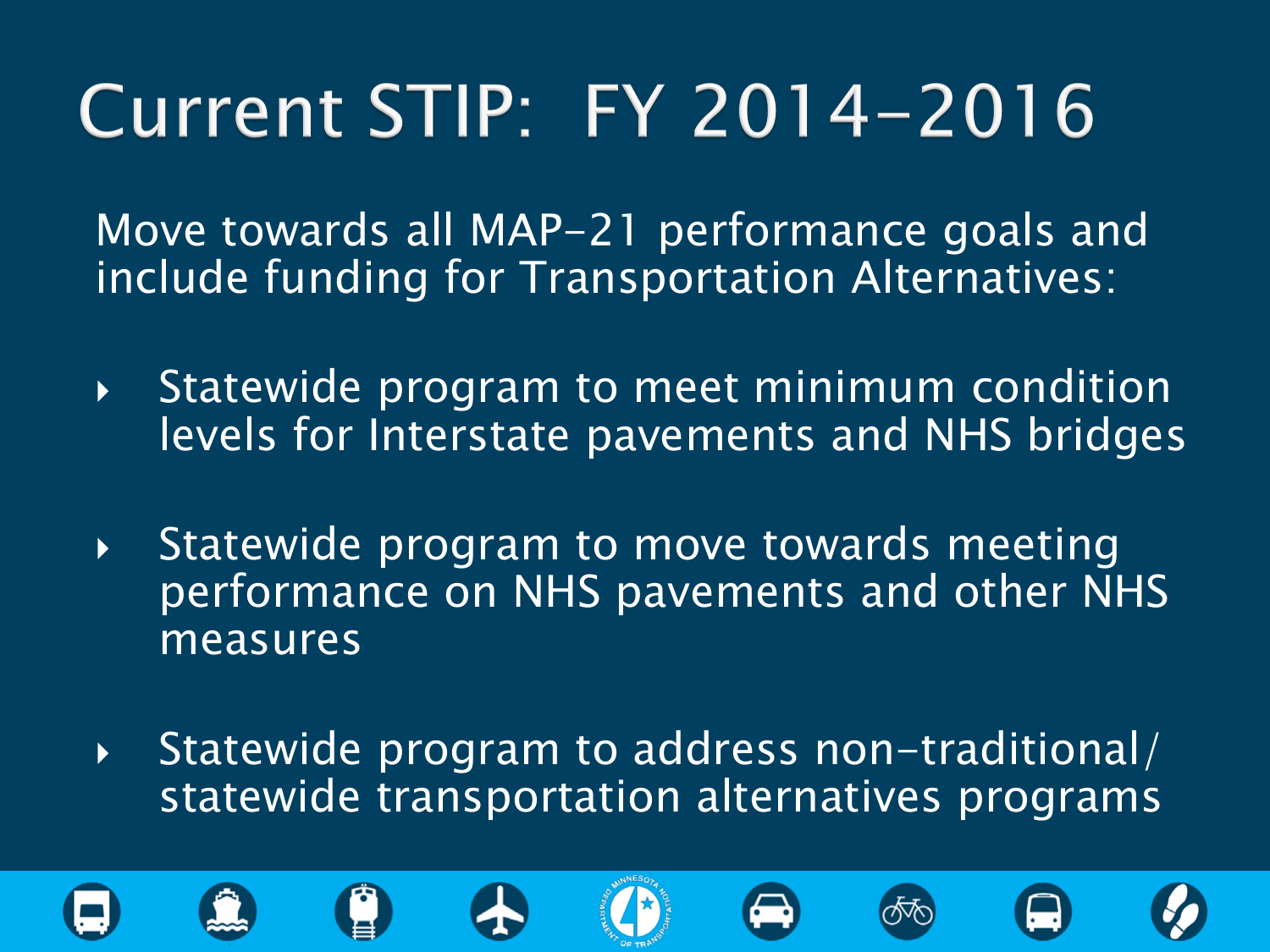# Current STIP: FY 2014-2016

Move towards all MAP-21 performance goals and include funding for Transportation Alternatives:

- Statewide program to meet minimum condition levels for Interstate pavements and NHS bridges
- Statewide program to move towards meeting performance on NHS pavements and other NHS measures
- Statewide program to address non-traditional/ statewide transportation alternatives programs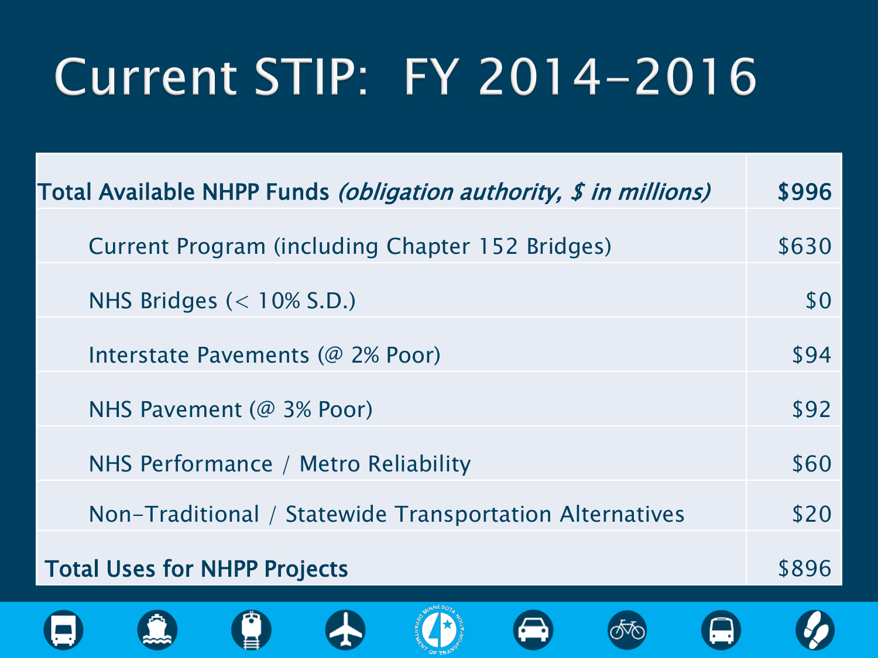# Current STIP: FY 2014-2016

| **Total Available NHPP Funds** *(obligation authority, $ in millions)* | **$996** |
|---|---|
| Current Program (including Chapter 152 Bridges) | $630 |
| NHS Bridges (< 10% S.D.) | $0 |
| Interstate Pavements (@ 2% Poor) | $94 |
| NHS Pavement (@ 3% Poor) | $92 |
| NHS Performance / Metro Reliability | $60 |
| Non-Traditional / Statewide Transportation Alternatives | $20 |
| **Total Uses for NHPP Projects** | $896 |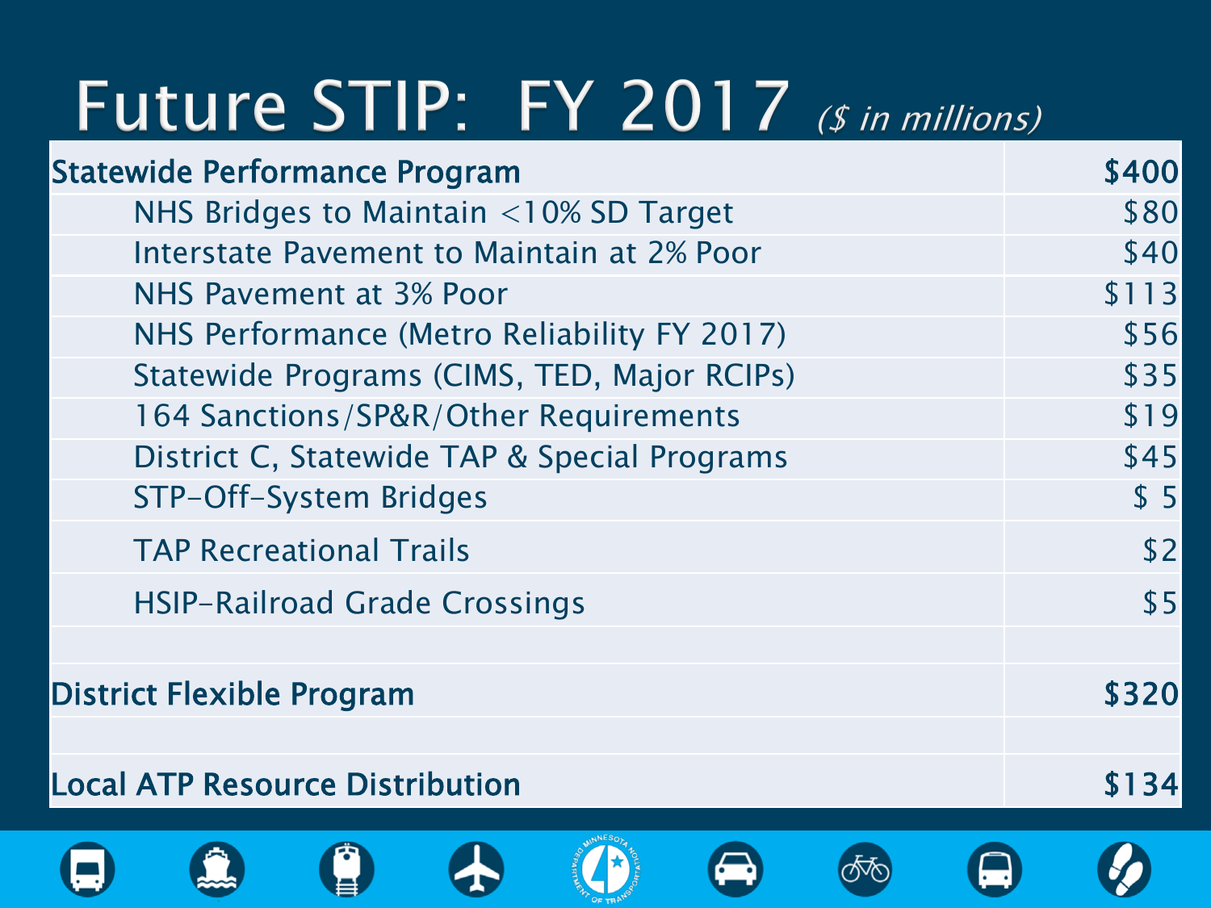# Future STIP: FY 2017 *($ in millions)*

| Statewide Performance Program | $400 |
|---|---|
| NHS Bridges to Maintain <10% SD Target | $80 |
| Interstate Pavement to Maintain at 2% Poor | $40 |
| NHS Pavement at 3% Poor | $113 |
| NHS Performance (Metro Reliability FY 2017) | $56 |
| Statewide Programs (CIMS, TED, Major RCIPs) | $35 |
| 164 Sanctions/SP&R/Other Requirements | $19 |
| District C, Statewide TAP & Special Programs | $45 |
| STP-Off-System Bridges | $ 5 |
| TAP Recreational Trails | $2 |
| HSIP-Railroad Grade Crossings | $5 |
| | |
| **District Flexible Program** | **$320** |
| | |
| **Local ATP Resource Distribution** | **$134** |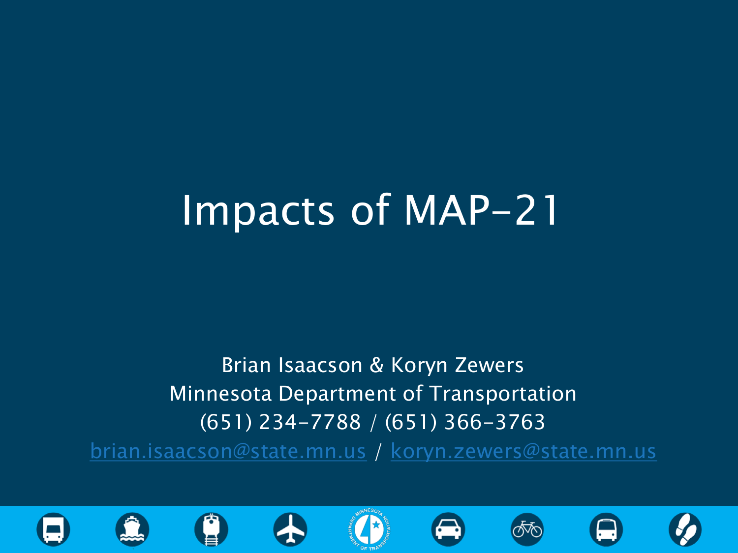# Impacts of MAP-21

Brian Isaacson & Koryn Zewers
Minnesota Department of Transportation
(651) 234-7788 / (651) 366-3763
brian.isaacson@state.mn.us / koryn.zewers@state.mn.us